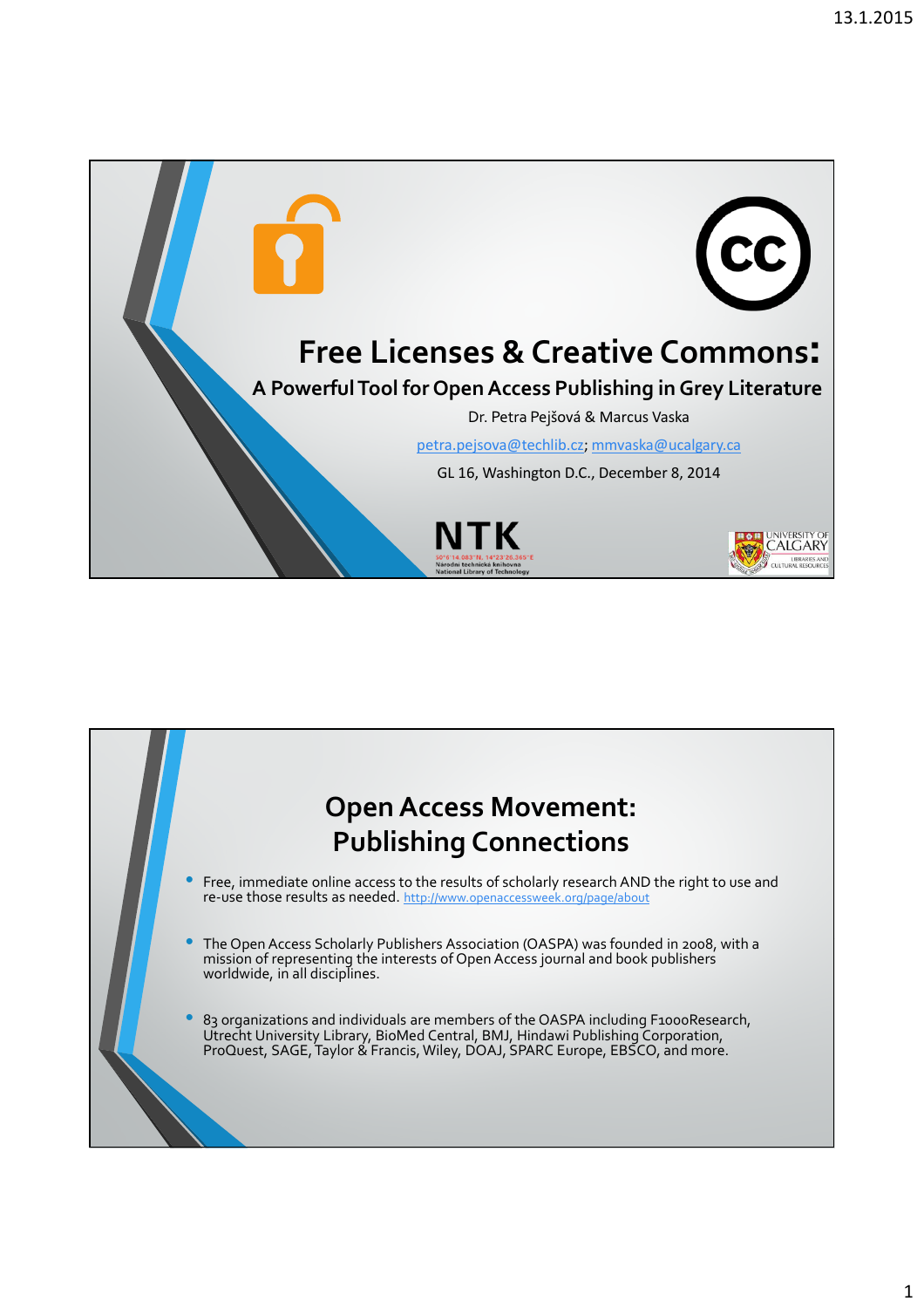# Free Licenses & Creative Commons:

## A Powerful Tool for Open Access Publishing in Grey Literature

Dr. Petra Pejšová & Marcus Vaska

petra.pejsova@techlib.cz; mmvaska@ucalgary.ca

GL 16, Washington D.C., December 8, 2014

NTK

50°6'14.083"N, 14°23'20.265"E
Národní technická knihovna
National Library of Technology

University of Calgary
Libraries and Cultural Resources

---

# Open Access Movement: Publishing Connections

- Free, immediate online access to the results of scholarly research AND the right to use and re-use those results as needed. http://www.openaccessweek.org/page/about
- The Open Access Scholarly Publishers Association (OASPA) was founded in 2008, with a mission of representing the interests of Open Access journal and book publishers worldwide, in all disciplines.
- 83 organizations and individuals are members of the OASPA including F1000Research, Utrecht University Library, BioMed Central, BMJ, Hindawi Publishing Corporation, ProQuest, SAGE, Taylor & Francis, Wiley, DOAJ, SPARC Europe, EBSCO, and more.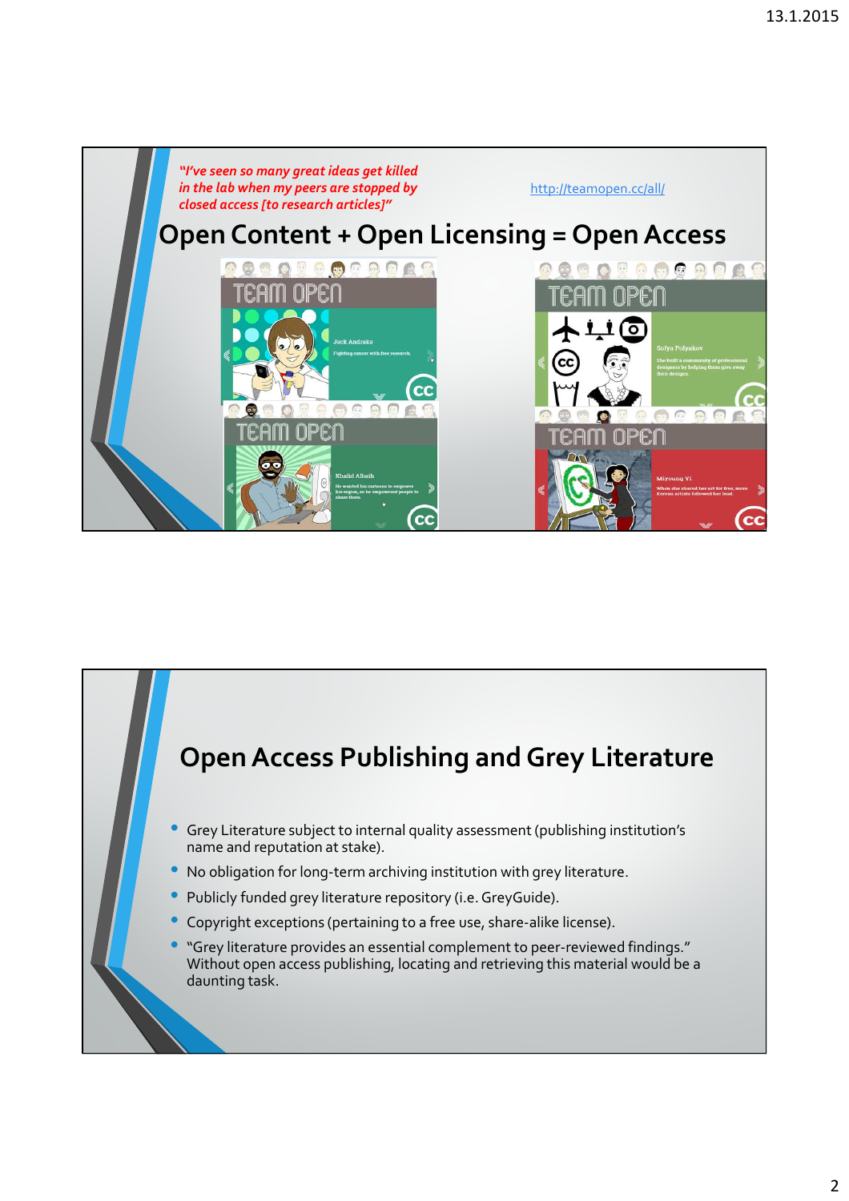*"I've seen so many great ideas get killed in the lab when my peers are stopped by closed access [to research articles]"*

http://teamopen.cc/all/

## Open Content + Open Licensing = Open Access

## Open Access Publishing and Grey Literature

- Grey Literature subject to internal quality assessment (publishing institution's name and reputation at stake).
- No obligation for long-term archiving institution with grey literature.
- Publicly funded grey literature repository (i.e. GreyGuide).
- Copyright exceptions (pertaining to a free use, share-alike license).
- "Grey literature provides an essential complement to peer-reviewed findings." Without open access publishing, locating and retrieving this material would be a daunting task.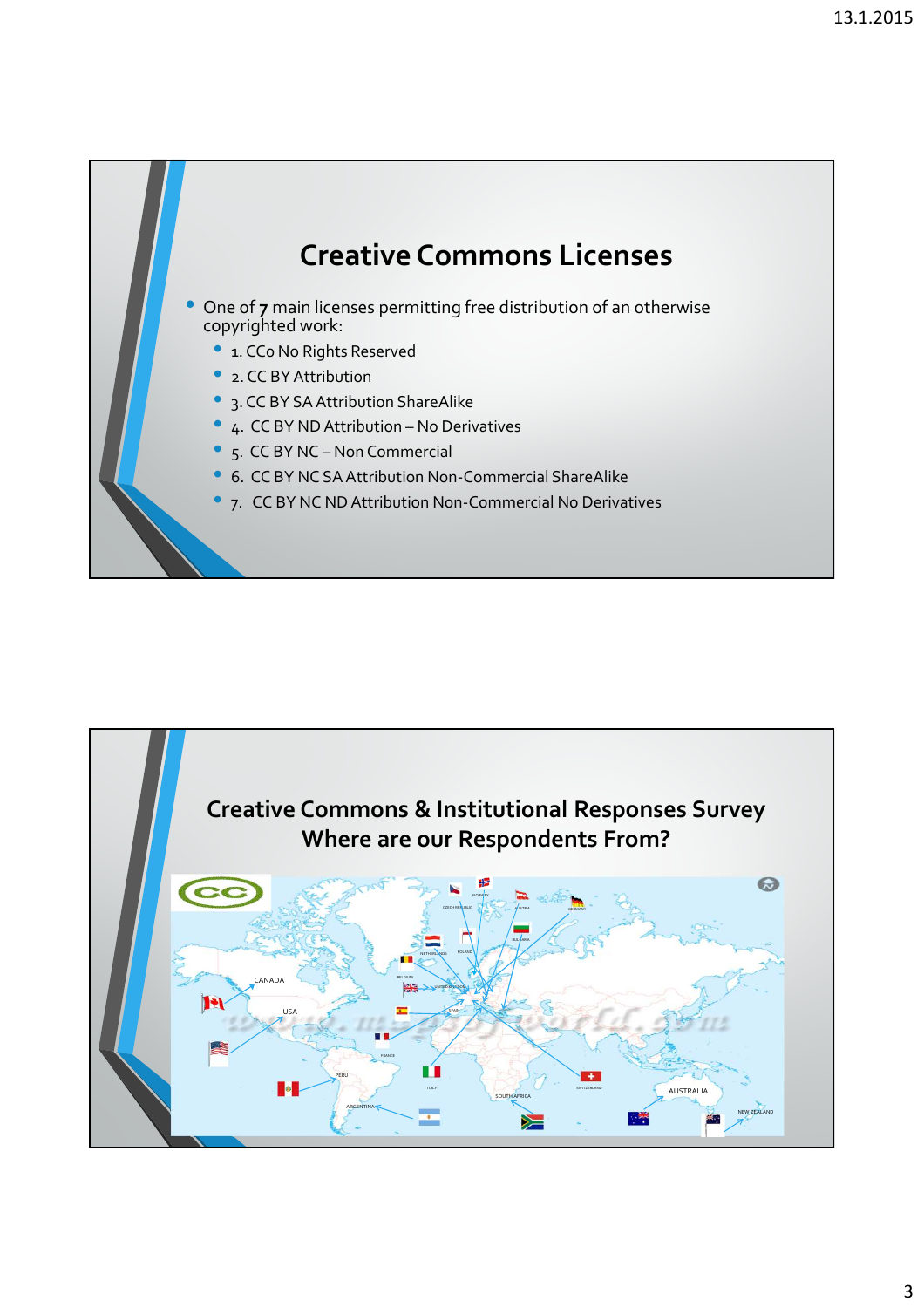# Creative Commons Licenses

- One of **7** main licenses permitting free distribution of an otherwise copyrighted work:
  - 1. CC0 No Rights Reserved
  - 2. CC BY Attribution
  - 3. CC BY SA Attribution ShareAlike
  - 4. CC BY ND Attribution – No Derivatives
  - 5. CC BY NC – Non Commercial
  - 6. CC BY NC SA Attribution Non-Commercial ShareAlike
  - 7. CC BY NC ND Attribution Non-Commercial No Derivatives

# Creative Commons & Institutional Responses Survey
## Where are our Respondents From?

CANADA, USA, PERU, ARGENTINA, CZECH REPUBLIC, NORWAY, AUSTRIA, GERMANY, BULGARIA, NETHERLANDS, POLAND, BELGIUM, UNITED KINGDOM, SPAIN, FRANCE, ITALY, SWITZERLAND, SOUTH AFRICA, AUSTRALIA, NEW ZEALAND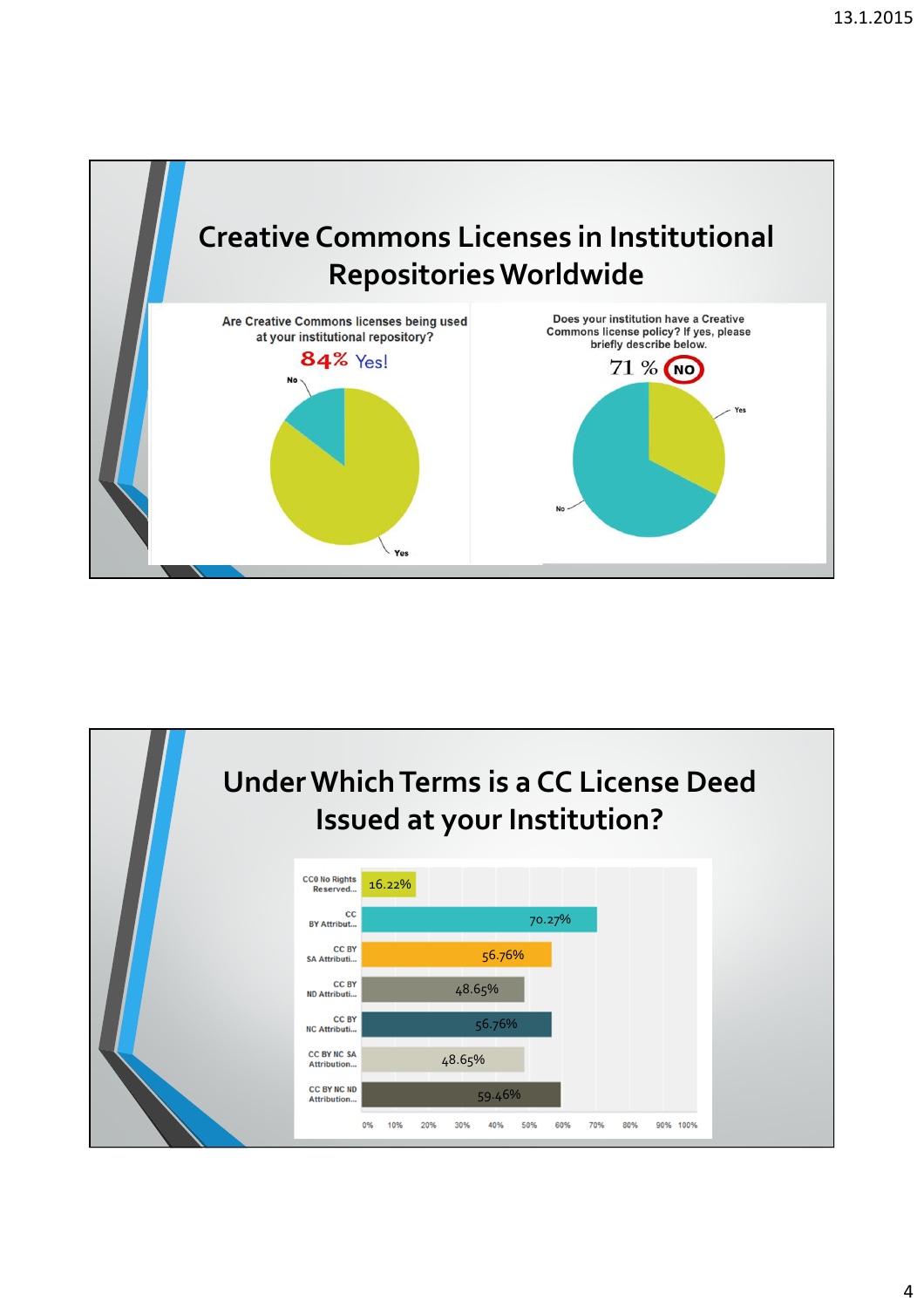## Creative Commons Licenses in Institutional Repositories Worldwide

Are Creative Commons licenses being used at your institutional repository?

84% Yes!

No

Yes

Does your institution have a Creative Commons license policy? If yes, please briefly describe below.

71 % NO

Yes

No

## Under Which Terms is a CC License Deed Issued at your Institution?

| License | Percentage |
|---|---|
| CC0 No Rights Reserved... | 16.22% |
| CC BY Attribut... | 70.27% |
| CC BY SA Attributi... | 56.76% |
| CC BY ND Attributi... | 48.65% |
| CC BY NC Attributi... | 56.76% |
| CC BY NC SA Attribution... | 48.65% |
| CC BY NC ND Attribution... | 59.46% |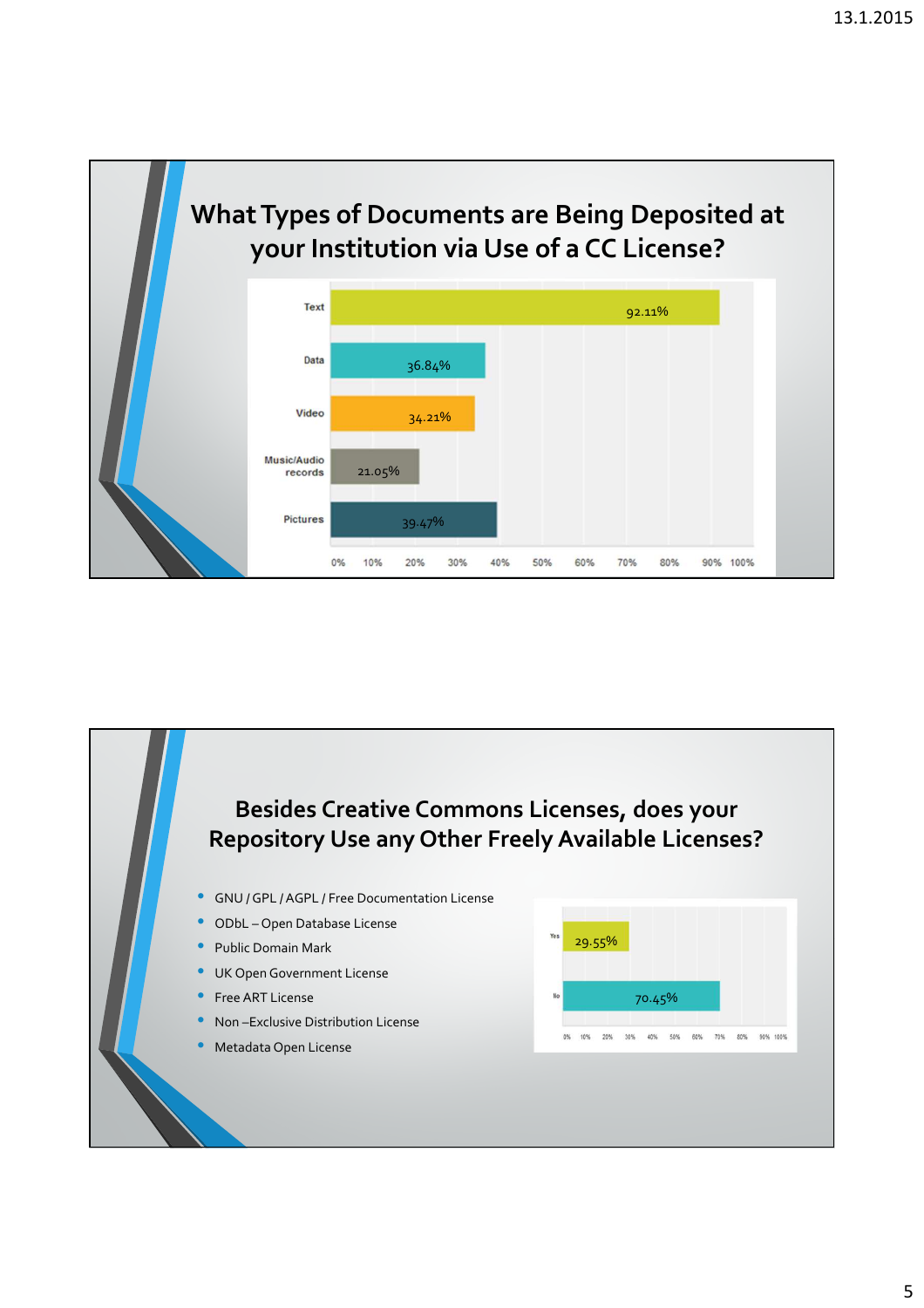## What Types of Documents are Being Deposited at your Institution via Use of a CC License?

| Type | Percentage |
|---|---|
| Text | 92.11% |
| Data | 36.84% |
| Video | 34.21% |
| Music/Audio records | 21.05% |
| Pictures | 39.47% |

## Besides Creative Commons Licenses, does your Repository Use any Other Freely Available Licenses?

- GNU / GPL / AGPL / Free Documentation License
- ODbL – Open Database License
- Public Domain Mark
- UK Open Government License
- Free ART License
- Non –Exclusive Distribution License
- Metadata Open License

| Answer | Percentage |
|---|---|
| Yes | 29.55% |
| No | 70.45% |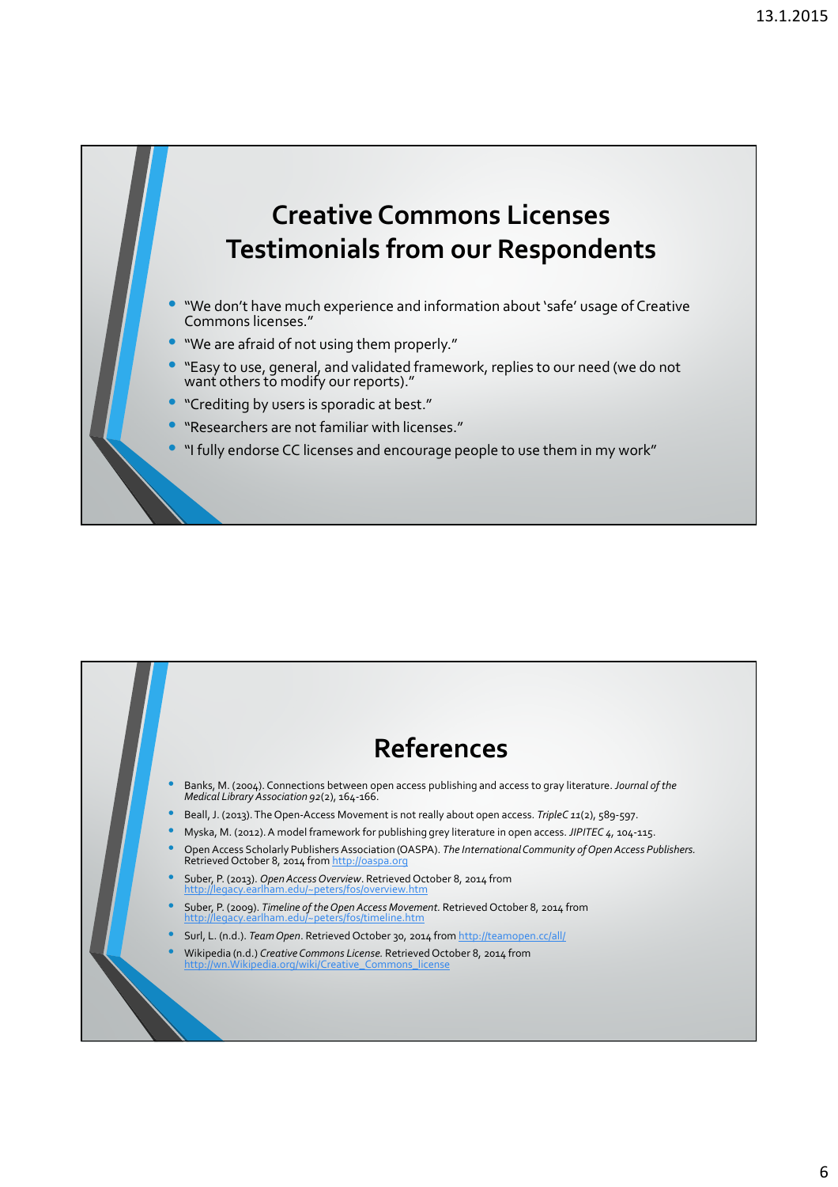## Creative Commons Licenses Testimonials from our Respondents

- "We don't have much experience and information about 'safe' usage of Creative Commons licenses."
- "We are afraid of not using them properly."
- "Easy to use, general, and validated framework, replies to our need (we do not want others to modify our reports)."
- "Crediting by users is sporadic at best."
- "Researchers are not familiar with licenses."
- "I fully endorse CC licenses and encourage people to use them in my work"

## References

- Banks, M. (2004). Connections between open access publishing and access to gray literature. *Journal of the Medical Library Association 92*(2), 164-166.
- Beall, J. (2013). The Open-Access Movement is not really about open access. *TripleC 11*(2), 589-597.
- Myska, M. (2012). A model framework for publishing grey literature in open access. *JIPITEC 4*, 104-115.
- Open Access Scholarly Publishers Association (OASPA). *The International Community of Open Access Publishers.* Retrieved October 8, 2014 from http://oaspa.org
- Suber, P. (2013). *Open Access Overview*. Retrieved October 8, 2014 from http://legacy.earlham.edu/~peters/fos/overview.htm
- Suber, P. (2009). *Timeline of the Open Access Movement.* Retrieved October 8, 2014 from http://legacy.earlham.edu/~peters/fos/timeline.htm
- Surl, L. (n.d.). *Team Open*. Retrieved October 30, 2014 from http://teamopen.cc/all/
- Wikipedia (n.d.) *Creative Commons License.* Retrieved October 8, 2014 from http://wn.Wikipedia.org/wiki/Creative_Commons_license